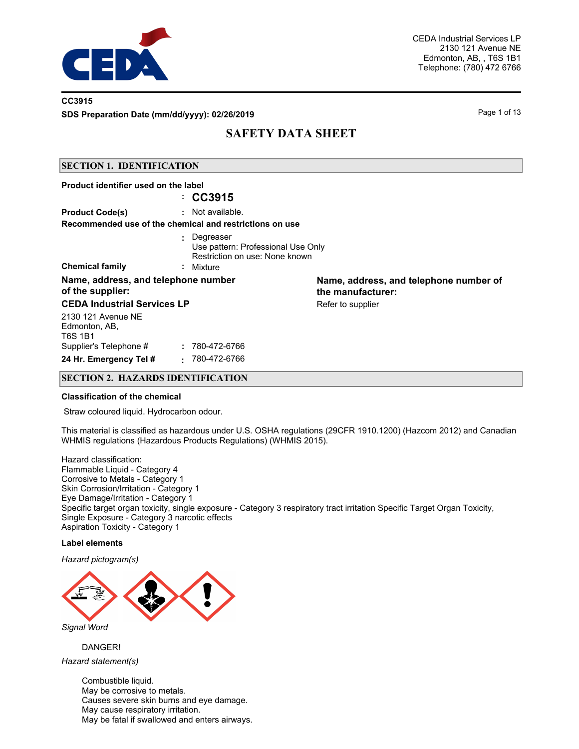CEDA Industrial Services LP
2130 121 Avenue NE
Edmonton, AB, , T6S 1B1
Telephone: (780) 472 6766

**CC3915**

**SDS Preparation Date (mm/dd/yyyy): 02/26/2019**

# SAFETY DATA SHEET

## SECTION 1. IDENTIFICATION

**Product identifier used on the label**

: **CC3915**

**Product Code(s)** : Not available.

**Recommended use of the chemical and restrictions on use**

: Degreaser
Use pattern: Professional Use Only
Restriction on use: None known

**Chemical family** : Mixture

**Name, address, and telephone number of the supplier:**

**CEDA Industrial Services LP**

2130 121 Avenue NE
Edmonton, AB,
T6S 1B1

Supplier's Telephone # : 780-472-6766

**24 Hr. Emergency Tel #** : 780-472-6766

**Name, address, and telephone number of the manufacturer:**

Refer to supplier

## SECTION 2. HAZARDS IDENTIFICATION

**Classification of the chemical**

Straw coloured liquid. Hydrocarbon odour.

This material is classified as hazardous under U.S. OSHA regulations (29CFR 1910.1200) (Hazcom 2012) and Canadian WHMIS regulations (Hazardous Products Regulations) (WHMIS 2015).

Hazard classification:
Flammable Liquid - Category 4
Corrosive to Metals - Category 1
Skin Corrosion/Irritation - Category 1
Eye Damage/Irritation - Category 1
Specific target organ toxicity, single exposure - Category 3 respiratory tract irritation Specific Target Organ Toxicity, Single Exposure - Category 3 narcotic effects
Aspiration Toxicity - Category 1

**Label elements**

*Hazard pictogram(s)*

*Signal Word*

DANGER!

*Hazard statement(s)*

Combustible liquid.
May be corrosive to metals.
Causes severe skin burns and eye damage.
May cause respiratory irritation.
May be fatal if swallowed and enters airways.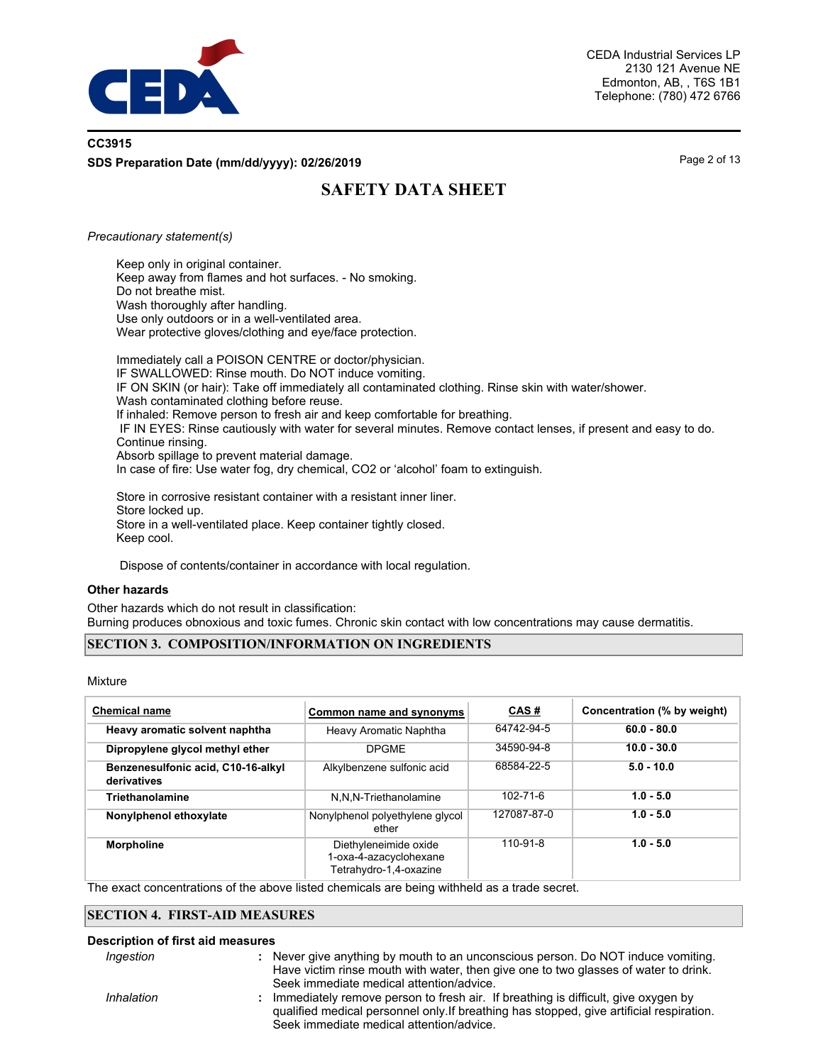*Precautionary statement(s)*

Keep only in original container.
Keep away from flames and hot surfaces. - No smoking.
Do not breathe mist.
Wash thoroughly after handling.
Use only outdoors or in a well-ventilated area.
Wear protective gloves/clothing and eye/face protection.

Immediately call a POISON CENTRE or doctor/physician.
IF SWALLOWED: Rinse mouth. Do NOT induce vomiting.
IF ON SKIN (or hair): Take off immediately all contaminated clothing. Rinse skin with water/shower.
Wash contaminated clothing before reuse.
If inhaled: Remove person to fresh air and keep comfortable for breathing.
IF IN EYES: Rinse cautiously with water for several minutes. Remove contact lenses, if present and easy to do. Continue rinsing.
Absorb spillage to prevent material damage.
In case of fire: Use water fog, dry chemical, $CO_2$ or 'alcohol' foam to extinguish.

Store in corrosive resistant container with a resistant inner liner.
Store locked up.
Store in a well-ventilated place. Keep container tightly closed.
Keep cool.

Dispose of contents/container in accordance with local regulation.

**Other hazards**

Other hazards which do not result in classification:
Burning produces obnoxious and toxic fumes. Chronic skin contact with low concentrations may cause dermatitis.

## SECTION 3. COMPOSITION/INFORMATION ON INGREDIENTS

Mixture

| Chemical name | Common name and synonyms | CAS # | Concentration (% by weight) |
|---|---|---|---|
| **Heavy aromatic solvent naphtha** | Heavy Aromatic Naphtha | 64742-94-5 | **60.0 - 80.0** |
| **Dipropylene glycol methyl ether** | DPGME | 34590-94-8 | **10.0 - 30.0** |
| **Benzenesulfonic acid, C10-16-alkyl derivatives** | Alkylbenzene sulfonic acid | 68584-22-5 | **5.0 - 10.0** |
| **Triethanolamine** | N,N,N-Triethanolamine | 102-71-6 | **1.0 - 5.0** |
| **Nonylphenol ethoxylate** | Nonylphenol polyethylene glycol ether | 127087-87-0 | **1.0 - 5.0** |
| **Morpholine** | Diethyleneimide oxide<br>1-oxa-4-azacyclohexane<br>Tetrahydro-1,4-oxazine | 110-91-8 | **1.0 - 5.0** |

The exact concentrations of the above listed chemicals are being withheld as a trade secret.

## SECTION 4. FIRST-AID MEASURES

**Description of first aid measures**

*Ingestion* : Never give anything by mouth to an unconscious person. Do NOT induce vomiting. Have victim rinse mouth with water, then give one to two glasses of water to drink. Seek immediate medical attention/advice.

*Inhalation* : Immediately remove person to fresh air. If breathing is difficult, give oxygen by qualified medical personnel only.If breathing has stopped, give artificial respiration. Seek immediate medical attention/advice.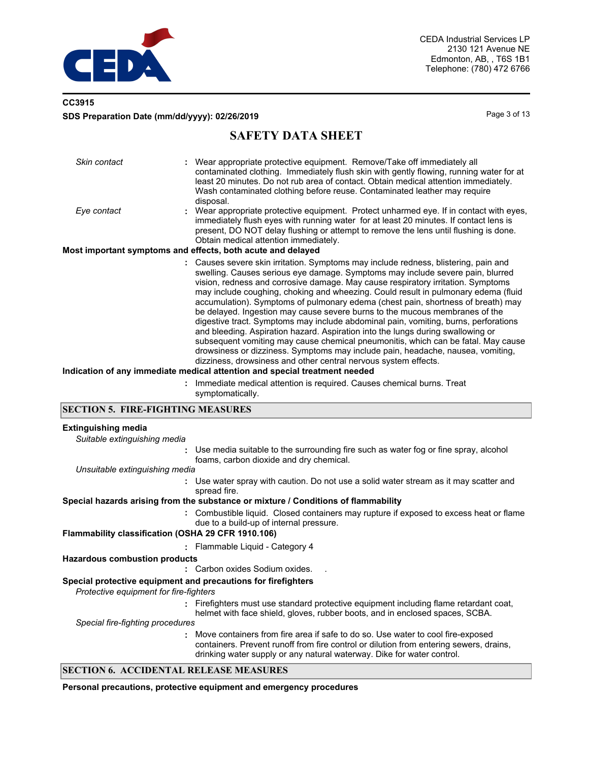*Skin contact* : Wear appropriate protective equipment. Remove/Take off immediately all contaminated clothing. Immediately flush skin with gently flowing, running water for at least 20 minutes. Do not rub area of contact. Obtain medical attention immediately. Wash contaminated clothing before reuse. Contaminated leather may require disposal.

*Eye contact* : Wear appropriate protective equipment. Protect unharmed eye. If in contact with eyes, immediately flush eyes with running water for at least 20 minutes. If contact lens is present, DO NOT delay flushing or attempt to remove the lens until flushing is done. Obtain medical attention immediately.

**Most important symptoms and effects, both acute and delayed**

: Causes severe skin irritation. Symptoms may include redness, blistering, pain and swelling. Causes serious eye damage. Symptoms may include severe pain, blurred vision, redness and corrosive damage. May cause respiratory irritation. Symptoms may include coughing, choking and wheezing. Could result in pulmonary edema (fluid accumulation). Symptoms of pulmonary edema (chest pain, shortness of breath) may be delayed. Ingestion may cause severe burns to the mucous membranes of the digestive tract. Symptoms may include abdominal pain, vomiting, burns, perforations and bleeding. Aspiration hazard. Aspiration into the lungs during swallowing or subsequent vomiting may cause chemical pneumonitis, which can be fatal. May cause drowsiness or dizziness. Symptoms may include pain, headache, nausea, vomiting, dizziness, drowsiness and other central nervous system effects.

**Indication of any immediate medical attention and special treatment needed**

: Immediate medical attention is required. Causes chemical burns. Treat symptomatically.

## SECTION 5. FIRE-FIGHTING MEASURES

**Extinguishing media**

*Suitable extinguishing media*

: Use media suitable to the surrounding fire such as water fog or fine spray, alcohol foams, carbon dioxide and dry chemical.

*Unsuitable extinguishing media*

: Use water spray with caution. Do not use a solid water stream as it may scatter and spread fire.

**Special hazards arising from the substance or mixture / Conditions of flammability**

: Combustible liquid. Closed containers may rupture if exposed to excess heat or flame due to a build-up of internal pressure.

**Flammability classification (OSHA 29 CFR 1910.106)**

: Flammable Liquid - Category 4

**Hazardous combustion products**

: Carbon oxides Sodium oxides. .

**Special protective equipment and precautions for firefighters**

*Protective equipment for fire-fighters*

: Firefighters must use standard protective equipment including flame retardant coat, helmet with face shield, gloves, rubber boots, and in enclosed spaces, SCBA.

*Special fire-fighting procedures*

: Move containers from fire area if safe to do so. Use water to cool fire-exposed containers. Prevent runoff from fire control or dilution from entering sewers, drains, drinking water supply or any natural waterway. Dike for water control.

## SECTION 6. ACCIDENTAL RELEASE MEASURES

**Personal precautions, protective equipment and emergency procedures**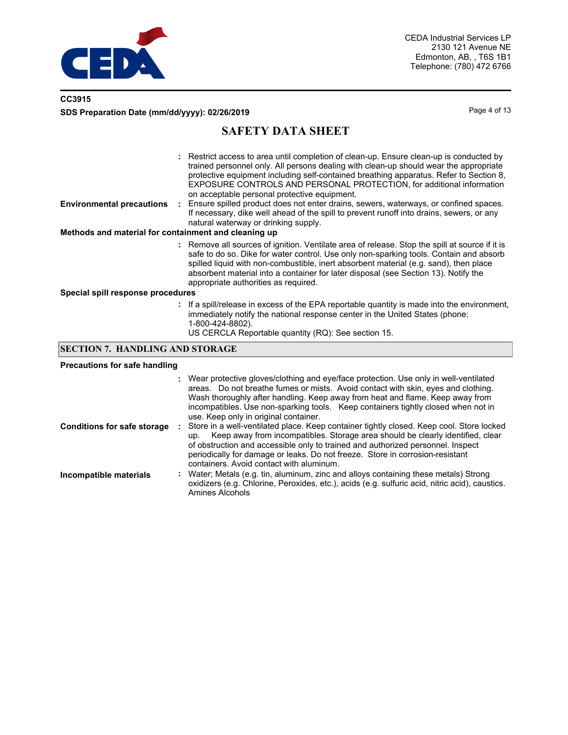: Restrict access to area until completion of clean-up. Ensure clean-up is conducted by trained personnel only. All persons dealing with clean-up should wear the appropriate protective equipment including self-contained breathing apparatus. Refer to Section 8, EXPOSURE CONTROLS AND PERSONAL PROTECTION, for additional information on acceptable personal protective equipment.

**Environmental precautions** : Ensure spilled product does not enter drains, sewers, waterways, or confined spaces. If necessary, dike well ahead of the spill to prevent runoff into drains, sewers, or any natural waterway or drinking supply.

**Methods and material for containment and cleaning up**

: Remove all sources of ignition. Ventilate area of release. Stop the spill at source if it is safe to do so. Dike for water control. Use only non-sparking tools. Contain and absorb spilled liquid with non-combustible, inert absorbent material (e.g. sand), then place absorbent material into a container for later disposal (see Section 13). Notify the appropriate authorities as required.

**Special spill response procedures**

: If a spill/release in excess of the EPA reportable quantity is made into the environment, immediately notify the national response center in the United States (phone: 1-800-424-8802).
US CERCLA Reportable quantity (RQ): See section 15.

## SECTION 7. HANDLING AND STORAGE

**Precautions for safe handling**

: Wear protective gloves/clothing and eye/face protection. Use only in well-ventilated areas. Do not breathe fumes or mists. Avoid contact with skin, eyes and clothing. Wash thoroughly after handling. Keep away from heat and flame. Keep away from incompatibles. Use non-sparking tools. Keep containers tightly closed when not in use. Keep only in original container.

**Conditions for safe storage** : Store in a well-ventilated place. Keep container tightly closed. Keep cool. Store locked up. Keep away from incompatibles. Storage area should be clearly identified, clear of obstruction and accessible only to trained and authorized personnel. Inspect periodically for damage or leaks. Do not freeze. Store in corrosion-resistant containers. Avoid contact with aluminum.

**Incompatible materials** : Water; Metals (e.g. tin, aluminum, zinc and alloys containing these metals) Strong oxidizers (e.g. Chlorine, Peroxides, etc.), acids (e.g. sulfuric acid, nitric acid), caustics. Amines Alcohols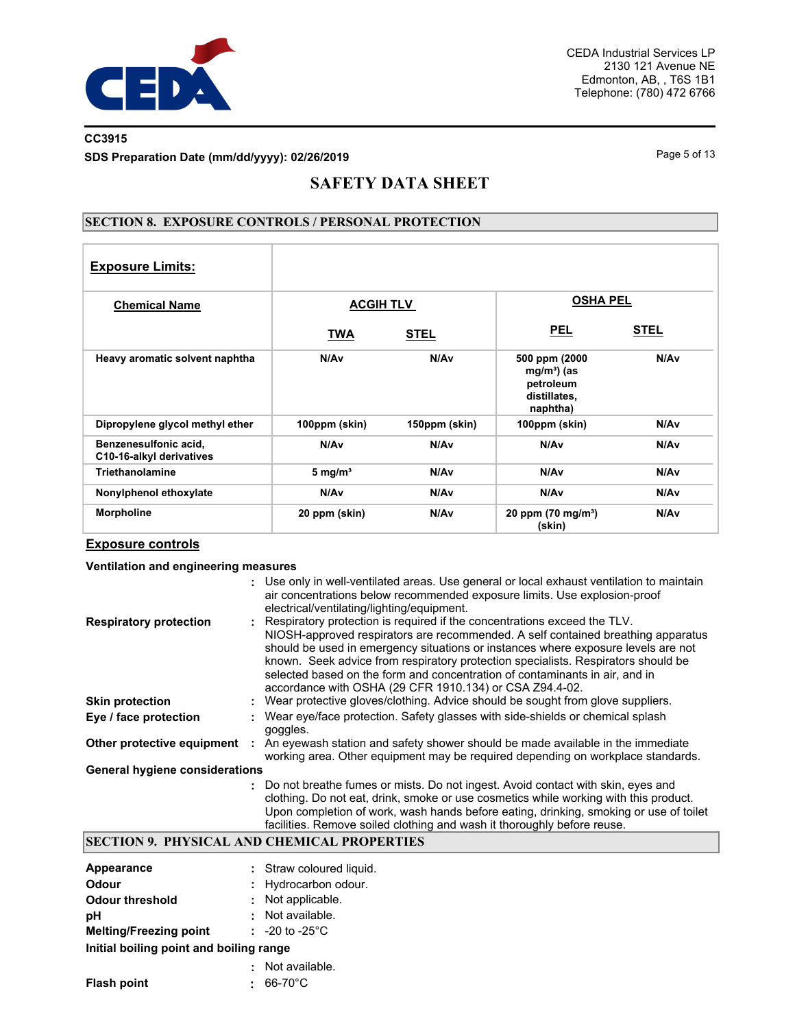CC3915

SDS Preparation Date (mm/dd/yyyy): 02/26/2019

# SAFETY DATA SHEET

## SECTION 8. EXPOSURE CONTROLS / PERSONAL PROTECTION

**Exposure Limits:**

| Chemical Name | ACGIH TLV | | OSHA PEL | |
|---|---|---|---|---|
| | TWA | STEL | PEL | STEL |
| Heavy aromatic solvent naphtha | N/Av | N/Av | 500 ppm (2000 mg/m³) (as petroleum distillates, naphtha) | N/Av |
| Dipropylene glycol methyl ether | 100ppm (skin) | 150ppm (skin) | 100ppm (skin) | N/Av |
| Benzenesulfonic acid, C10-16-alkyl derivatives | N/Av | N/Av | N/Av | N/Av |
| Triethanolamine | 5 mg/m³ | N/Av | N/Av | N/Av |
| Nonylphenol ethoxylate | N/Av | N/Av | N/Av | N/Av |
| Morpholine | 20 ppm (skin) | N/Av | 20 ppm (70 mg/m³) (skin) | N/Av |

**Exposure controls**

**Ventilation and engineering measures**
: Use only in well-ventilated areas. Use general or local exhaust ventilation to maintain air concentrations below recommended exposure limits. Use explosion-proof electrical/ventilating/lighting/equipment.

**Respiratory protection** : Respiratory protection is required if the concentrations exceed the TLV. NIOSH-approved respirators are recommended. A self contained breathing apparatus should be used in emergency situations or instances where exposure levels are not known. Seek advice from respiratory protection specialists. Respirators should be selected based on the form and concentration of contaminants in air, and in accordance with OSHA (29 CFR 1910.134) or CSA Z94.4-02.

**Skin protection** : Wear protective gloves/clothing. Advice should be sought from glove suppliers.

**Eye / face protection** : Wear eye/face protection. Safety glasses with side-shields or chemical splash goggles.

**Other protective equipment** : An eyewash station and safety shower should be made available in the immediate working area. Other equipment may be required depending on workplace standards.

**General hygiene considerations**
: Do not breathe fumes or mists. Do not ingest. Avoid contact with skin, eyes and clothing. Do not eat, drink, smoke or use cosmetics while working with this product. Upon completion of work, wash hands before eating, drinking, smoking or use of toilet facilities. Remove soiled clothing and wash it thoroughly before reuse.

## SECTION 9. PHYSICAL AND CHEMICAL PROPERTIES

**Appearance** : Straw coloured liquid.

**Odour** : Hydrocarbon odour.

**Odour threshold** : Not applicable.

**pH** : Not available.

**Melting/Freezing point** : -20 to -25°C

**Initial boiling point and boiling range**
: Not available.

**Flash point** : 66-70°C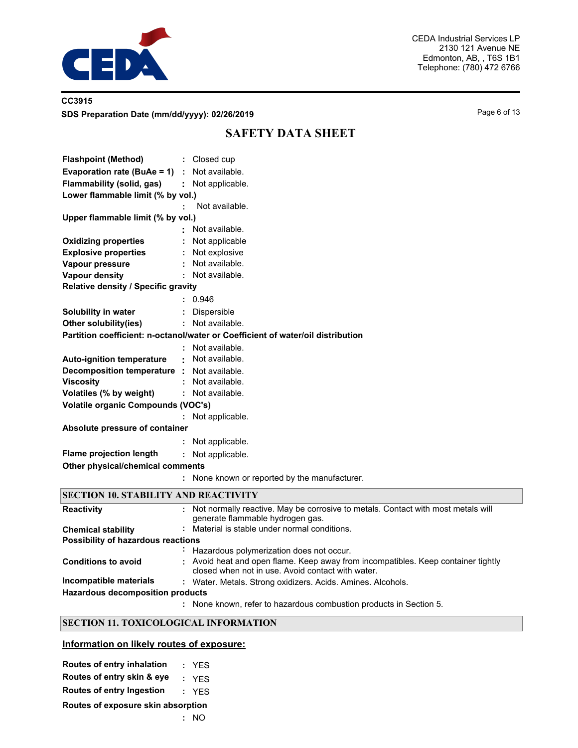**CC3915**

**SDS Preparation Date (mm/dd/yyyy): 02/26/2019**

# SAFETY DATA SHEET

| | | |
|---|---|---|
| **Flashpoint (Method)** | : | Closed cup |
| **Evaporation rate (BuAe = 1)** | : | Not available. |
| **Flammability (solid, gas)** | : | Not applicable. |
| **Lower flammable limit (% by vol.)** | : | Not available. |
| **Upper flammable limit (% by vol.)** | : | Not available. |
| **Oxidizing properties** | : | Not applicable |
| **Explosive properties** | : | Not explosive |
| **Vapour pressure** | : | Not available. |
| **Vapour density** | : | Not available. |
| **Relative density / Specific gravity** | : | 0.946 |
| **Solubility in water** | : | Dispersible |
| **Other solubility(ies)** | : | Not available. |
| **Partition coefficient: n-octanol/water or Coefficient of water/oil distribution** | : | Not available. |
| **Auto-ignition temperature** | : | Not available. |
| **Decomposition temperature** | : | Not available. |
| **Viscosity** | : | Not available. |
| **Volatiles (% by weight)** | : | Not available. |
| **Volatile organic Compounds (VOC's)** | : | Not applicable. |
| **Absolute pressure of container** | : | Not applicable. |
| **Flame projection length** | : | Not applicable. |
| **Other physical/chemical comments** | : | None known or reported by the manufacturer. |

## SECTION 10. STABILITY AND REACTIVITY

| | | |
|---|---|---|
| **Reactivity** | : | Not normally reactive. May be corrosive to metals. Contact with most metals will generate flammable hydrogen gas. |
| **Chemical stability** | : | Material is stable under normal conditions. |
| **Possibility of hazardous reactions** | : | Hazardous polymerization does not occur. |
| **Conditions to avoid** | : | Avoid heat and open flame. Keep away from incompatibles. Keep container tightly closed when not in use. Avoid contact with water. |
| **Incompatible materials** | : | Water. Metals. Strong oxidizers. Acids. Amines. Alcohols. |
| **Hazardous decomposition products** | : | None known, refer to hazardous combustion products in Section 5. |

## SECTION 11. TOXICOLOGICAL INFORMATION

### Information on likely routes of exposure:

| | | |
|---|---|---|
| **Routes of entry inhalation** | : | YES |
| **Routes of entry skin & eye** | : | YES |
| **Routes of entry Ingestion** | : | YES |
| **Routes of exposure skin absorption** | : | NO |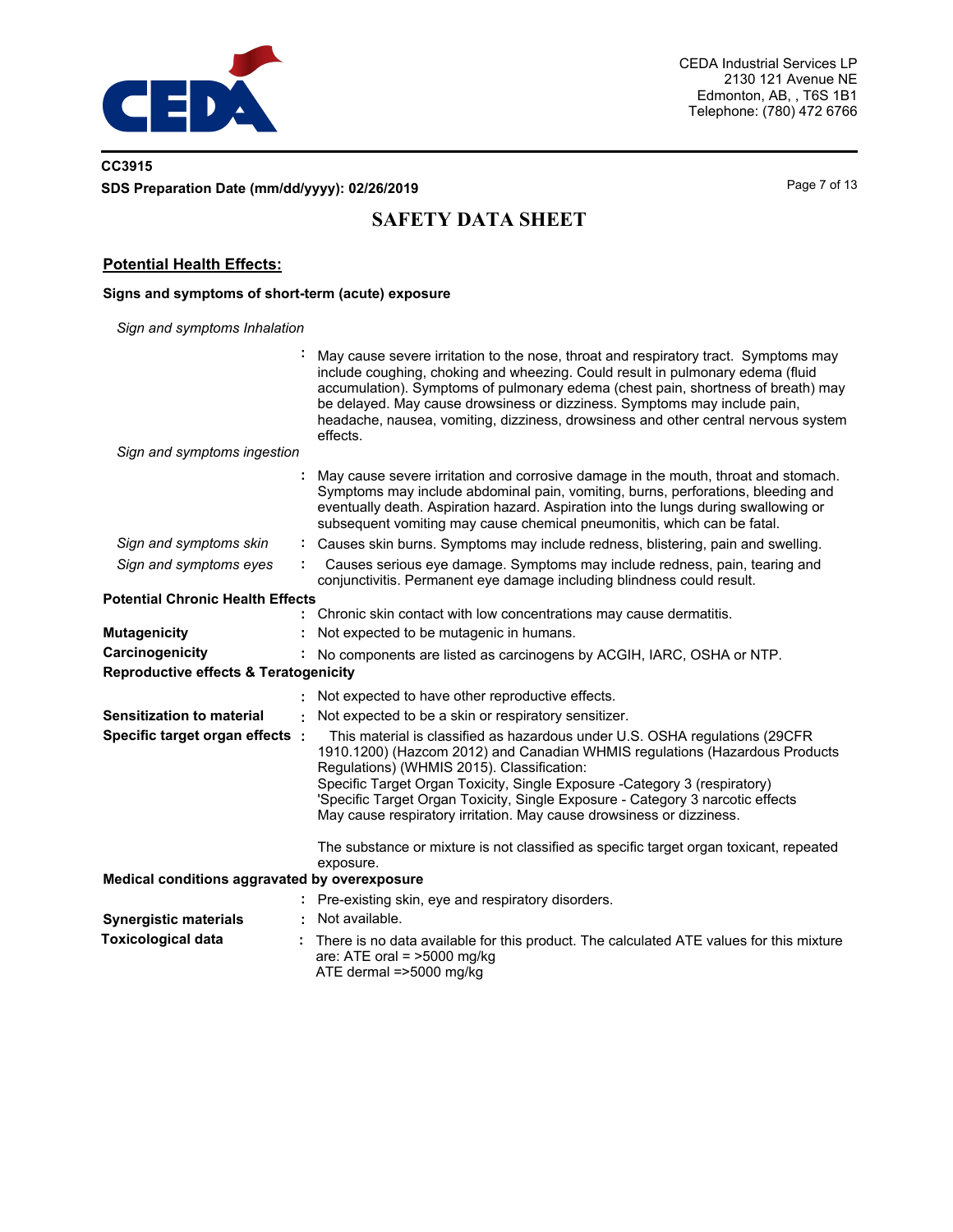## Potential Health Effects:

### Signs and symptoms of short-term (acute) exposure

*Sign and symptoms Inhalation*

: May cause severe irritation to the nose, throat and respiratory tract. Symptoms may include coughing, choking and wheezing. Could result in pulmonary edema (fluid accumulation). Symptoms of pulmonary edema (chest pain, shortness of breath) may be delayed. May cause drowsiness or dizziness. Symptoms may include pain, headache, nausea, vomiting, dizziness, drowsiness and other central nervous system effects.

*Sign and symptoms ingestion*

: May cause severe irritation and corrosive damage in the mouth, throat and stomach. Symptoms may include abdominal pain, vomiting, burns, perforations, bleeding and eventually death. Aspiration hazard. Aspiration into the lungs during swallowing or subsequent vomiting may cause chemical pneumonitis, which can be fatal.

*Sign and symptoms skin* : Causes skin burns. Symptoms may include redness, blistering, pain and swelling.

*Sign and symptoms eyes* : Causes serious eye damage. Symptoms may include redness, pain, tearing and conjunctivitis. Permanent eye damage including blindness could result.

**Potential Chronic Health Effects**

: Chronic skin contact with low concentrations may cause dermatitis.

**Mutagenicity** : Not expected to be mutagenic in humans.

**Carcinogenicity** : No components are listed as carcinogens by ACGIH, IARC, OSHA or NTP.

**Reproductive effects & Teratogenicity**

: Not expected to have other reproductive effects.

**Sensitization to material** : Not expected to be a skin or respiratory sensitizer.

**Specific target organ effects** : This material is classified as hazardous under U.S. OSHA regulations (29CFR 1910.1200) (Hazcom 2012) and Canadian WHMIS regulations (Hazardous Products Regulations) (WHMIS 2015). Classification:
Specific Target Organ Toxicity, Single Exposure -Category 3 (respiratory)
'Specific Target Organ Toxicity, Single Exposure - Category 3 narcotic effects
May cause respiratory irritation. May cause drowsiness or dizziness.

The substance or mixture is not classified as specific target organ toxicant, repeated exposure.

**Medical conditions aggravated by overexposure**

: Pre-existing skin, eye and respiratory disorders.

**Synergistic materials** : Not available.

**Toxicological data** : There is no data available for this product. The calculated ATE values for this mixture are: ATE oral = >5000 mg/kg
ATE dermal =>5000 mg/kg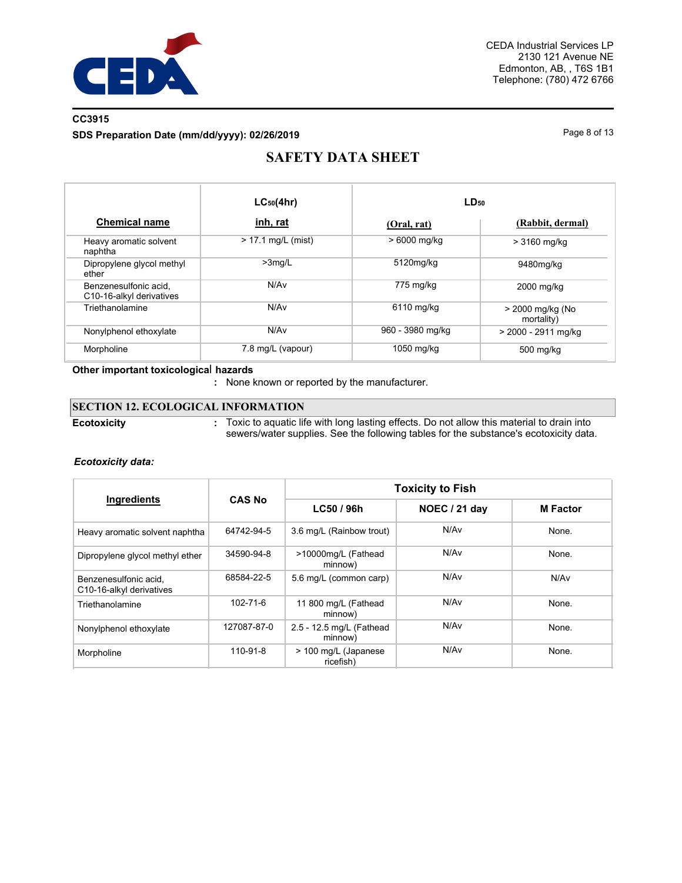| Chemical name | $LC_{50}$(4hr) inh, rat | $LD_{50}$ (Oral, rat) | $LD_{50}$ (Rabbit, dermal) |
|---|---|---|---|
| Heavy aromatic solvent naphtha | > 17.1 mg/L (mist) | > 6000 mg/kg | > 3160 mg/kg |
| Dipropylene glycol methyl ether | >3mg/L | 5120mg/kg | 9480mg/kg |
| Benzenesulfonic acid, C10-16-alkyl derivatives | N/Av | 775 mg/kg | 2000 mg/kg |
| Triethanolamine | N/Av | 6110 mg/kg | > 2000 mg/kg (No mortality) |
| Nonylphenol ethoxylate | N/Av | 960 - 3980 mg/kg | > 2000 - 2911 mg/kg |
| Morpholine | 7.8 mg/L (vapour) | 1050 mg/kg | 500 mg/kg |

**Other important toxicological hazards**

: None known or reported by the manufacturer.

## SECTION 12. ECOLOGICAL INFORMATION

**Ecotoxicity** : Toxic to aquatic life with long lasting effects. Do not allow this material to drain into sewers/water supplies. See the following tables for the substance's ecotoxicity data.

***Ecotoxicity data:***

| Ingredients | CAS No | Toxicity to Fish | | |
|---|---|---|---|---|
| | | LC50 / 96h | NOEC / 21 day | M Factor |
| Heavy aromatic solvent naphtha | 64742-94-5 | 3.6 mg/L (Rainbow trout) | N/Av | None. |
| Dipropylene glycol methyl ether | 34590-94-8 | >10000mg/L (Fathead minnow) | N/Av | None. |
| Benzenesulfonic acid, C10-16-alkyl derivatives | 68584-22-5 | 5.6 mg/L (common carp) | N/Av | N/Av |
| Triethanolamine | 102-71-6 | 11 800 mg/L (Fathead minnow) | N/Av | None. |
| Nonylphenol ethoxylate | 127087-87-0 | 2.5 - 12.5 mg/L (Fathead minnow) | N/Av | None. |
| Morpholine | 110-91-8 | > 100 mg/L (Japanese ricefish) | N/Av | None. |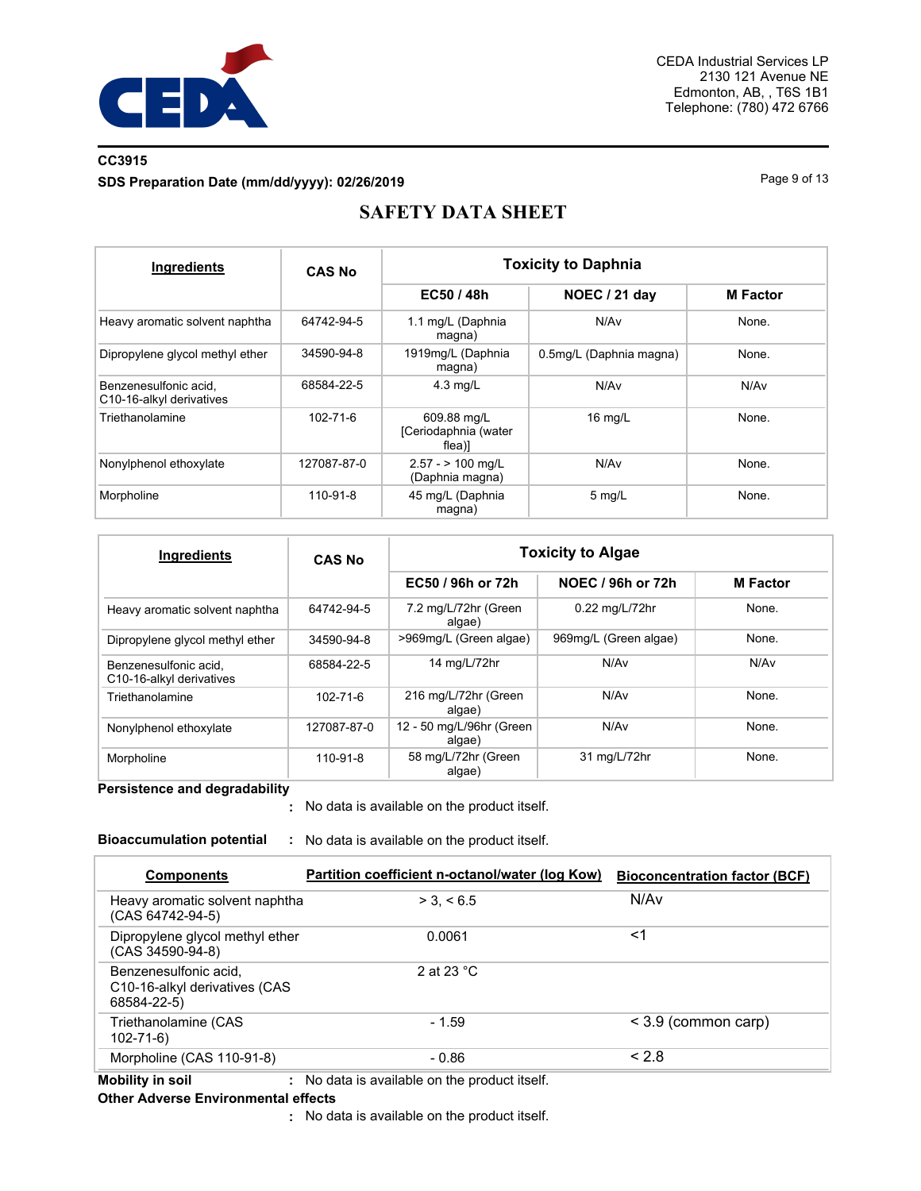CC3915

SDS Preparation Date (mm/dd/yyyy): 02/26/2019

# SAFETY DATA SHEET

| Ingredients | CAS No | Toxicity to Daphnia | | |
|---|---|---|---|---|
| | | EC50 / 48h | NOEC / 21 day | M Factor |
| Heavy aromatic solvent naphtha | 64742-94-5 | 1.1 mg/L (Daphnia magna) | N/Av | None. |
| Dipropylene glycol methyl ether | 34590-94-8 | 1919mg/L (Daphnia magna) | 0.5mg/L (Daphnia magna) | None. |
| Benzenesulfonic acid, C10-16-alkyl derivatives | 68584-22-5 | 4.3 mg/L | N/Av | N/Av |
| Triethanolamine | 102-71-6 | 609.88 mg/L [Ceriodaphnia (water flea)] | 16 mg/L | None. |
| Nonylphenol ethoxylate | 127087-87-0 | 2.57 - > 100 mg/L (Daphnia magna) | N/Av | None. |
| Morpholine | 110-91-8 | 45 mg/L (Daphnia magna) | 5 mg/L | None. |

| Ingredients | CAS No | Toxicity to Algae | | |
|---|---|---|---|---|
| | | EC50 / 96h or 72h | NOEC / 96h or 72h | M Factor |
| Heavy aromatic solvent naphtha | 64742-94-5 | 7.2 mg/L/72hr (Green algae) | 0.22 mg/L/72hr | None. |
| Dipropylene glycol methyl ether | 34590-94-8 | >969mg/L (Green algae) | 969mg/L (Green algae) | None. |
| Benzenesulfonic acid, C10-16-alkyl derivatives | 68584-22-5 | 14 mg/L/72hr | N/Av | N/Av |
| Triethanolamine | 102-71-6 | 216 mg/L/72hr (Green algae) | N/Av | None. |
| Nonylphenol ethoxylate | 127087-87-0 | 12 - 50 mg/L/96hr (Green algae) | N/Av | None. |
| Morpholine | 110-91-8 | 58 mg/L/72hr (Green algae) | 31 mg/L/72hr | None. |

**Persistence and degradability**

: No data is available on the product itself.

**Bioaccumulation potential** : No data is available on the product itself.

| Components | Partition coefficient n-octanol/water (log Kow) | Bioconcentration factor (BCF) |
|---|---|---|
| Heavy aromatic solvent naphtha (CAS 64742-94-5) | > 3, < 6.5 | N/Av |
| Dipropylene glycol methyl ether (CAS 34590-94-8) | 0.0061 | <1 |
| Benzenesulfonic acid, C10-16-alkyl derivatives (CAS 68584-22-5) | 2 at 23 °C | |
| Triethanolamine (CAS 102-71-6) | - 1.59 | < 3.9 (common carp) |
| Morpholine (CAS 110-91-8) | - 0.86 | < 2.8 |

**Mobility in soil** : No data is available on the product itself.

**Other Adverse Environmental effects**

: No data is available on the product itself.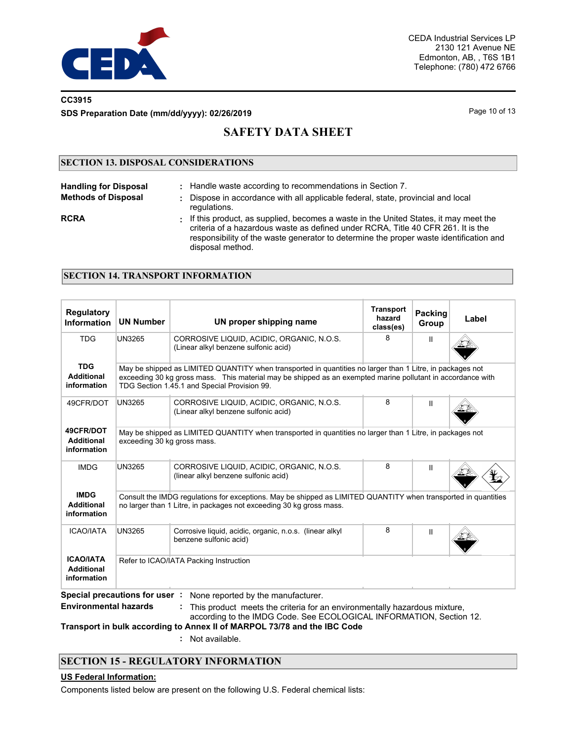CC3915

**SDS Preparation Date (mm/dd/yyyy): 02/26/2019**

# SAFETY DATA SHEET

## SECTION 13. DISPOSAL CONSIDERATIONS

**Handling for Disposal** : Handle waste according to recommendations in Section 7.

**Methods of Disposal** : Dispose in accordance with all applicable federal, state, provincial and local regulations.

**RCRA** : If this product, as supplied, becomes a waste in the United States, it may meet the criteria of a hazardous waste as defined under RCRA, Title 40 CFR 261. It is the responsibility of the waste generator to determine the proper waste identification and disposal method.

## SECTION 14. TRANSPORT INFORMATION

| Regulatory Information | UN Number | UN proper shipping name | Transport hazard class(es) | Packing Group | Label |
|---|---|---|---|---|---|
| TDG | UN3265 | CORROSIVE LIQUID, ACIDIC, ORGANIC, N.O.S. (Linear alkyl benzene sulfonic acid) | 8 | II | |
| **TDG Additional information** | May be shipped as LIMITED QUANTITY when transported in quantities no larger than 1 Litre, in packages not exceeding 30 kg gross mass. This material may be shipped as an exempted marine pollutant in accordance with TDG Section 1.45.1 and Special Provision 99. | | | | |
| 49CFR/DOT | UN3265 | CORROSIVE LIQUID, ACIDIC, ORGANIC, N.O.S. (Linear alkyl benzene sulfonic acid) | 8 | II | |
| **49CFR/DOT Additional information** | May be shipped as LIMITED QUANTITY when transported in quantities no larger than 1 Litre, in packages not exceeding 30 kg gross mass. | | | | |
| IMDG | UN3265 | CORROSIVE LIQUID, ACIDIC, ORGANIC, N.O.S. (linear alkyl benzene sulfonic acid) | 8 | II | |
| **IMDG Additional information** | Consult the IMDG regulations for exceptions. May be shipped as LIMITED QUANTITY when transported in quantities no larger than 1 Litre, in packages not exceeding 30 kg gross mass. | | | | |
| ICAO/IATA | UN3265 | Corrosive liquid, acidic, organic, n.o.s. (linear alkyl benzene sulfonic acid) | 8 | II | |
| **ICAO/IATA Additional information** | Refer to ICAO/IATA Packing Instruction | | | | |

**Special precautions for user** : None reported by the manufacturer.

**Environmental hazards** : This product meets the criteria for an environmentally hazardous mixture, according to the IMDG Code. See ECOLOGICAL INFORMATION, Section 12.

**Transport in bulk according to Annex II of MARPOL 73/78 and the IBC Code**

: Not available.

## SECTION 15 - REGULATORY INFORMATION

**US Federal Information:**

Components listed below are present on the following U.S. Federal chemical lists: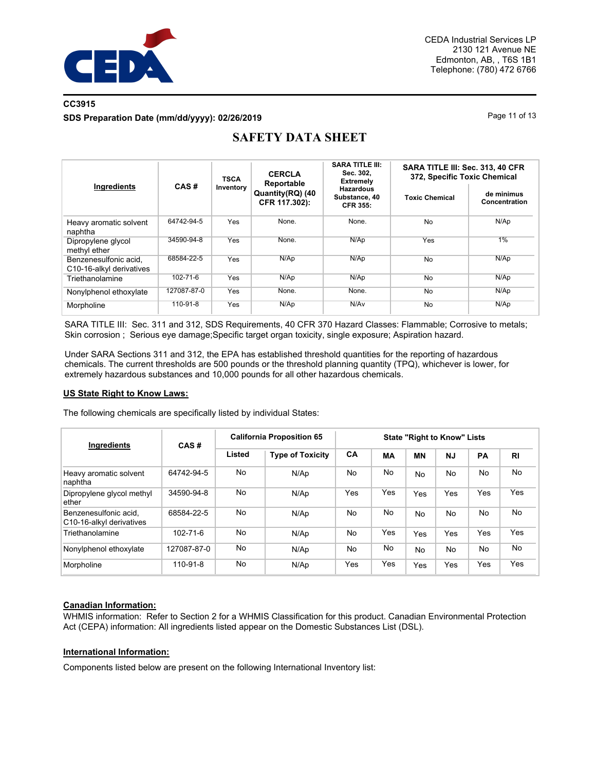CEDA Industrial Services LP
2130 121 Avenue NE
Edmonton, AB, , T6S 1B1
Telephone: (780) 472 6766

**CC3915**
**SDS Preparation Date (mm/dd/yyyy): 02/26/2019**

# SAFETY DATA SHEET

| Ingredients | CAS # | TSCA Inventory | CERCLA Reportable Quantity(RQ) (40 CFR 117.302): | SARA TITLE III: Sec. 302, Extremely Hazardous Substance, 40 CFR 355: | SARA TITLE III: Sec. 313, 40 CFR 372, Specific Toxic Chemical | |
|---|---|---|---|---|---|---|
| | | | | | Toxic Chemical | de minimus Concentration |
| Heavy aromatic solvent naphtha | 64742-94-5 | Yes | None. | None. | No | N/Ap |
| Dipropylene glycol methyl ether | 34590-94-8 | Yes | None. | N/Ap | Yes | 1% |
| Benzenesulfonic acid, C10-16-alkyl derivatives | 68584-22-5 | Yes | N/Ap | N/Ap | No | N/Ap |
| Triethanolamine | 102-71-6 | Yes | N/Ap | N/Ap | No | N/Ap |
| Nonylphenol ethoxylate | 127087-87-0 | Yes | None. | None. | No | N/Ap |
| Morpholine | 110-91-8 | Yes | N/Ap | N/Av | No | N/Ap |

SARA TITLE III: Sec. 311 and 312, SDS Requirements, 40 CFR 370 Hazard Classes: Flammable; Corrosive to metals; Skin corrosion ; Serious eye damage;Specific target organ toxicity, single exposure; Aspiration hazard.

Under SARA Sections 311 and 312, the EPA has established threshold quantities for the reporting of hazardous chemicals. The current thresholds are 500 pounds or the threshold planning quantity (TPQ), whichever is lower, for extremely hazardous substances and 10,000 pounds for all other hazardous chemicals.

**US State Right to Know Laws:**

The following chemicals are specifically listed by individual States:

| Ingredients | CAS # | California Proposition 65 | | State "Right to Know" Lists | | | | | |
|---|---|---|---|---|---|---|---|---|---|
| | | Listed | Type of Toxicity | CA | MA | MN | NJ | PA | RI |
| Heavy aromatic solvent naphtha | 64742-94-5 | No | N/Ap | No | No | No | No | No | No |
| Dipropylene glycol methyl ether | 34590-94-8 | No | N/Ap | Yes | Yes | Yes | Yes | Yes | Yes |
| Benzenesulfonic acid, C10-16-alkyl derivatives | 68584-22-5 | No | N/Ap | No | No | No | No | No | No |
| Triethanolamine | 102-71-6 | No | N/Ap | No | Yes | Yes | Yes | Yes | Yes |
| Nonylphenol ethoxylate | 127087-87-0 | No | N/Ap | No | No | No | No | No | No |
| Morpholine | 110-91-8 | No | N/Ap | Yes | Yes | Yes | Yes | Yes | Yes |

**Canadian Information:**
WHMIS information: Refer to Section 2 for a WHMIS Classification for this product. Canadian Environmental Protection Act (CEPA) information: All ingredients listed appear on the Domestic Substances List (DSL).

**International Information:**

Components listed below are present on the following International Inventory list: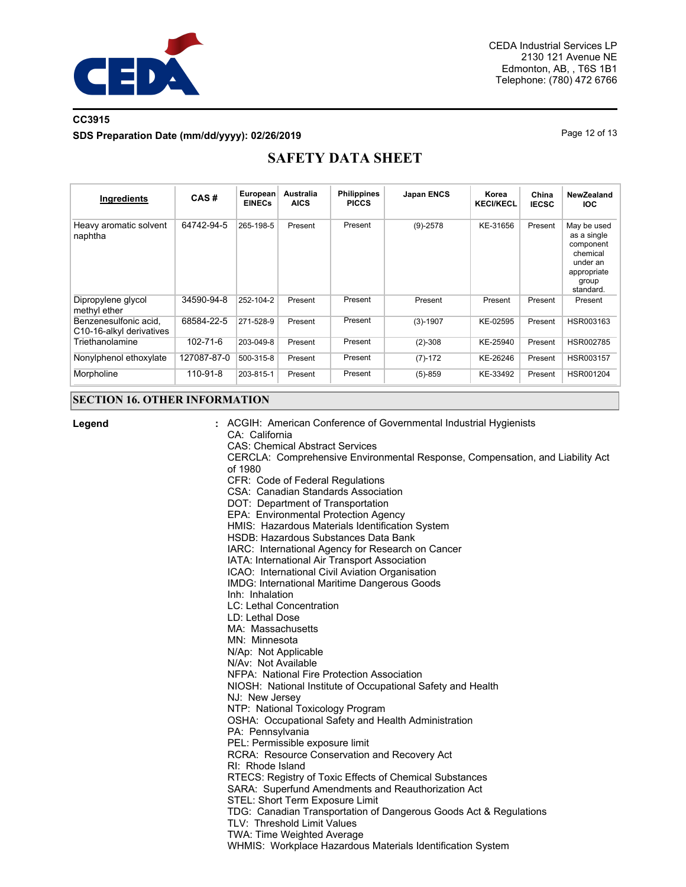CEDA Industrial Services LP
2130 121 Avenue NE
Edmonton, AB, , T6S 1B1
Telephone: (780) 472 6766

**CC3915**

**SDS Preparation Date (mm/dd/yyyy): 02/26/2019**

# SAFETY DATA SHEET

| Ingredients | CAS # | European EINECs | Australia AICS | Philippines PICCS | Japan ENCS | Korea KECI/KECL | China IECSC | NewZealand IOC |
|---|---|---|---|---|---|---|---|---|
| Heavy aromatic solvent naphtha | 64742-94-5 | 265-198-5 | Present | Present | (9)-2578 | KE-31656 | Present | May be used as a single component chemical under an appropriate group standard. |
| Dipropylene glycol methyl ether | 34590-94-8 | 252-104-2 | Present | Present | Present | Present | Present | Present |
| Benzenesulfonic acid, C10-16-alkyl derivatives | 68584-22-5 | 271-528-9 | Present | Present | (3)-1907 | KE-02595 | Present | HSR003163 |
| Triethanolamine | 102-71-6 | 203-049-8 | Present | Present | (2)-308 | KE-25940 | Present | HSR002785 |
| Nonylphenol ethoxylate | 127087-87-0 | 500-315-8 | Present | Present | (7)-172 | KE-26246 | Present | HSR003157 |
| Morpholine | 110-91-8 | 203-815-1 | Present | Present | (5)-859 | KE-33492 | Present | HSR001204 |

## SECTION 16. OTHER INFORMATION

**Legend** :
ACGIH: American Conference of Governmental Industrial Hygienists
CA: California
CAS: Chemical Abstract Services
CERCLA: Comprehensive Environmental Response, Compensation, and Liability Act of 1980
CFR: Code of Federal Regulations
CSA: Canadian Standards Association
DOT: Department of Transportation
EPA: Environmental Protection Agency
HMIS: Hazardous Materials Identification System
HSDB: Hazardous Substances Data Bank
IARC: International Agency for Research on Cancer
IATA: International Air Transport Association
ICAO: International Civil Aviation Organisation
IMDG: International Maritime Dangerous Goods
Inh: Inhalation
LC: Lethal Concentration
LD: Lethal Dose
MA: Massachusetts
MN: Minnesota
N/Ap: Not Applicable
N/Av: Not Available
NFPA: National Fire Protection Association
NIOSH: National Institute of Occupational Safety and Health
NJ: New Jersey
NTP: National Toxicology Program
OSHA: Occupational Safety and Health Administration
PA: Pennsylvania
PEL: Permissible exposure limit
RCRA: Resource Conservation and Recovery Act
RI: Rhode Island
RTECS: Registry of Toxic Effects of Chemical Substances
SARA: Superfund Amendments and Reauthorization Act
STEL: Short Term Exposure Limit
TDG: Canadian Transportation of Dangerous Goods Act & Regulations
TLV: Threshold Limit Values
TWA: Time Weighted Average
WHMIS: Workplace Hazardous Materials Identification System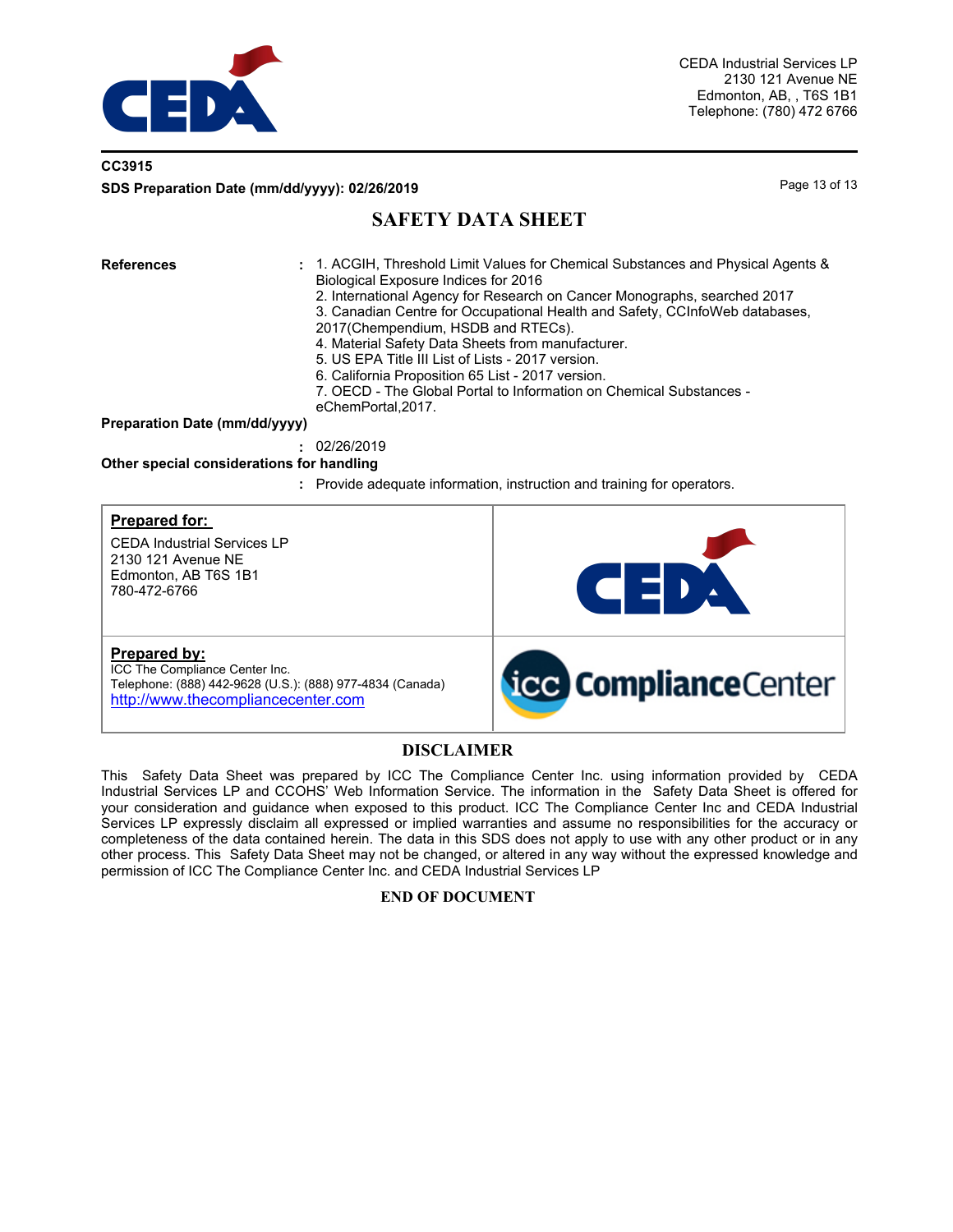# SAFETY DATA SHEET

**References** : 1. ACGIH, Threshold Limit Values for Chemical Substances and Physical Agents & Biological Exposure Indices for 2016
2. International Agency for Research on Cancer Monographs, searched 2017
3. Canadian Centre for Occupational Health and Safety, CCInfoWeb databases, 2017(Chempendium, HSDB and RTECs).
4. Material Safety Data Sheets from manufacturer.
5. US EPA Title III List of Lists - 2017 version.
6. California Proposition 65 List - 2017 version.
7. OECD - The Global Portal to Information on Chemical Substances - eChemPortal,2017.

**Preparation Date (mm/dd/yyyy)** : 02/26/2019

**Other special considerations for handling** : Provide adequate information, instruction and training for operators.

| | |
|---|---|
| **Prepared for:** CEDA Industrial Services LP, 2130 121 Avenue NE, Edmonton, AB T6S 1B1, 780-472-6766 | CEDA |
| **Prepared by:** ICC The Compliance Center Inc., Telephone: (888) 442-9628 (U.S.): (888) 977-4834 (Canada), http://www.thecompliancecenter.com | icc ComplianceCenter |

## DISCLAIMER

This Safety Data Sheet was prepared by ICC The Compliance Center Inc. using information provided by CEDA Industrial Services LP and CCOHS' Web Information Service. The information in the Safety Data Sheet is offered for your consideration and guidance when exposed to this product. ICC The Compliance Center Inc and CEDA Industrial Services LP expressly disclaim all expressed or implied warranties and assume no responsibilities for the accuracy or completeness of the data contained herein. The data in this SDS does not apply to use with any other product or in any other process. This Safety Data Sheet may not be changed, or altered in any way without the expressed knowledge and permission of ICC The Compliance Center Inc. and CEDA Industrial Services LP

**END OF DOCUMENT**